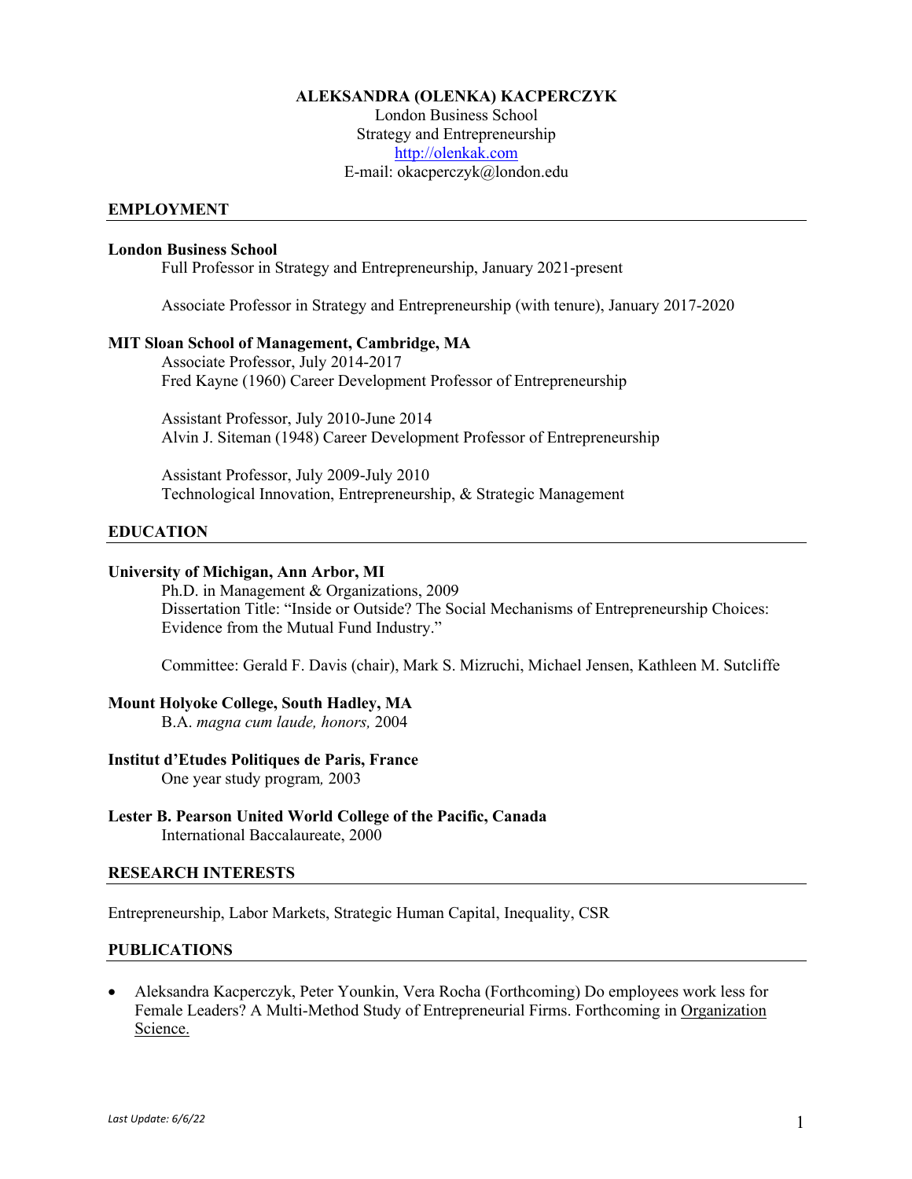# ALEKSANDRA (OLENKA) KACPERCZYK

London Business School
Strategy and Entrepreneurship
http://olenkak.com
E-mail: okacperczyk@london.edu

## EMPLOYMENT

**London Business School**

Full Professor in Strategy and Entrepreneurship, January 2021-present

Associate Professor in Strategy and Entrepreneurship (with tenure), January 2017-2020

**MIT Sloan School of Management, Cambridge, MA**

Associate Professor, July 2014-2017
Fred Kayne (1960) Career Development Professor of Entrepreneurship

Assistant Professor, July 2010-June 2014
Alvin J. Siteman (1948) Career Development Professor of Entrepreneurship

Assistant Professor, July 2009-July 2010
Technological Innovation, Entrepreneurship, & Strategic Management

## EDUCATION

**University of Michigan, Ann Arbor, MI**

Ph.D. in Management & Organizations, 2009
Dissertation Title: "Inside or Outside? The Social Mechanisms of Entrepreneurship Choices: Evidence from the Mutual Fund Industry."

Committee: Gerald F. Davis (chair), Mark S. Mizruchi, Michael Jensen, Kathleen M. Sutcliffe

**Mount Holyoke College, South Hadley, MA**

B.A. *magna cum laude, honors,* 2004

**Institut d'Etudes Politiques de Paris, France**

One year study program, 2003

**Lester B. Pearson United World College of the Pacific, Canada**

International Baccalaureate, 2000

## RESEARCH INTERESTS

Entrepreneurship, Labor Markets, Strategic Human Capital, Inequality, CSR

## PUBLICATIONS

- Aleksandra Kacperczyk, Peter Younkin, Vera Rocha (Forthcoming) Do employees work less for Female Leaders? A Multi-Method Study of Entrepreneurial Firms. Forthcoming in Organization Science.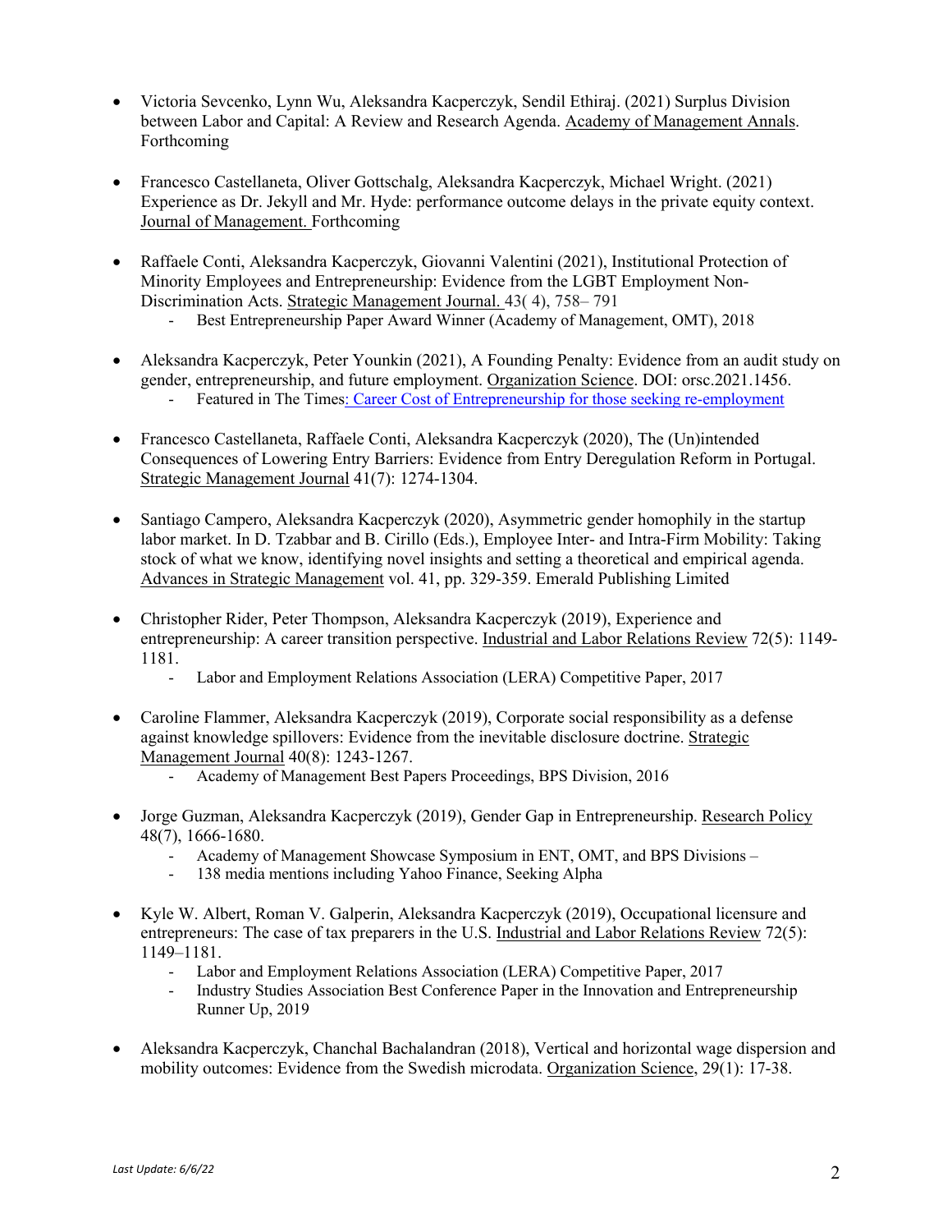- Victoria Sevcenko, Lynn Wu, Aleksandra Kacperczyk, Sendil Ethiraj. (2021) Surplus Division between Labor and Capital: A Review and Research Agenda. Academy of Management Annals. Forthcoming

- Francesco Castellaneta, Oliver Gottschalg, Aleksandra Kacperczyk, Michael Wright. (2021) Experience as Dr. Jekyll and Mr. Hyde: performance outcome delays in the private equity context. Journal of Management. Forthcoming

- Raffaele Conti, Aleksandra Kacperczyk, Giovanni Valentini (2021), Institutional Protection of Minority Employees and Entrepreneurship: Evidence from the LGBT Employment Non-Discrimination Acts. Strategic Management Journal. 43( 4), 758– 791
  - Best Entrepreneurship Paper Award Winner (Academy of Management, OMT), 2018

- Aleksandra Kacperczyk, Peter Younkin (2021), A Founding Penalty: Evidence from an audit study on gender, entrepreneurship, and future employment. Organization Science. DOI: orsc.2021.1456.
  - Featured in The Times: Career Cost of Entrepreneurship for those seeking re-employment

- Francesco Castellaneta, Raffaele Conti, Aleksandra Kacperczyk (2020), The (Un)intended Consequences of Lowering Entry Barriers: Evidence from Entry Deregulation Reform in Portugal. Strategic Management Journal 41(7): 1274-1304.

- Santiago Campero, Aleksandra Kacperczyk (2020), Asymmetric gender homophily in the startup labor market. In D. Tzabbar and B. Cirillo (Eds.), Employee Inter- and Intra-Firm Mobility: Taking stock of what we know, identifying novel insights and setting a theoretical and empirical agenda. Advances in Strategic Management vol. 41, pp. 329-359. Emerald Publishing Limited

- Christopher Rider, Peter Thompson, Aleksandra Kacperczyk (2019), Experience and entrepreneurship: A career transition perspective. Industrial and Labor Relations Review 72(5): 1149-1181.
  - Labor and Employment Relations Association (LERA) Competitive Paper, 2017

- Caroline Flammer, Aleksandra Kacperczyk (2019), Corporate social responsibility as a defense against knowledge spillovers: Evidence from the inevitable disclosure doctrine. Strategic Management Journal 40(8): 1243-1267.
  - Academy of Management Best Papers Proceedings, BPS Division, 2016

- Jorge Guzman, Aleksandra Kacperczyk (2019), Gender Gap in Entrepreneurship. Research Policy 48(7), 1666-1680.
  - Academy of Management Showcase Symposium in ENT, OMT, and BPS Divisions –
  - 138 media mentions including Yahoo Finance, Seeking Alpha

- Kyle W. Albert, Roman V. Galperin, Aleksandra Kacperczyk (2019), Occupational licensure and entrepreneurs: The case of tax preparers in the U.S. Industrial and Labor Relations Review 72(5): 1149–1181.
  - Labor and Employment Relations Association (LERA) Competitive Paper, 2017
  - Industry Studies Association Best Conference Paper in the Innovation and Entrepreneurship Runner Up, 2019

- Aleksandra Kacperczyk, Chanchal Bachalandran (2018), Vertical and horizontal wage dispersion and mobility outcomes: Evidence from the Swedish microdata. Organization Science, 29(1): 17-38.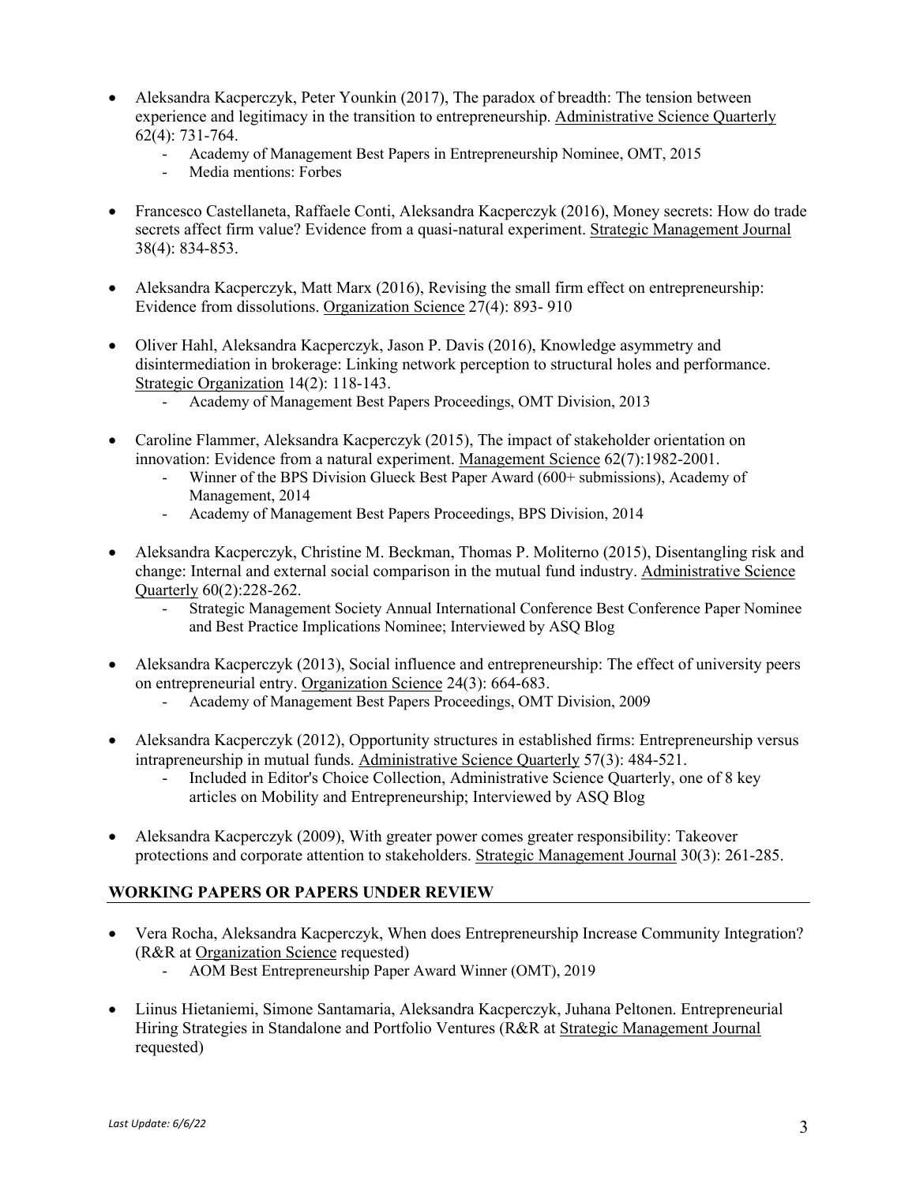- Aleksandra Kacperczyk, Peter Younkin (2017), The paradox of breadth: The tension between experience and legitimacy in the transition to entrepreneurship. Administrative Science Quarterly 62(4): 731-764.
    - Academy of Management Best Papers in Entrepreneurship Nominee, OMT, 2015
    - Media mentions: Forbes

- Francesco Castellaneta, Raffaele Conti, Aleksandra Kacperczyk (2016), Money secrets: How do trade secrets affect firm value? Evidence from a quasi-natural experiment. Strategic Management Journal 38(4): 834-853.

- Aleksandra Kacperczyk, Matt Marx (2016), Revising the small firm effect on entrepreneurship: Evidence from dissolutions. Organization Science 27(4): 893- 910

- Oliver Hahl, Aleksandra Kacperczyk, Jason P. Davis (2016), Knowledge asymmetry and disintermediation in brokerage: Linking network perception to structural holes and performance. Strategic Organization 14(2): 118-143.
    - Academy of Management Best Papers Proceedings, OMT Division, 2013

- Caroline Flammer, Aleksandra Kacperczyk (2015), The impact of stakeholder orientation on innovation: Evidence from a natural experiment. Management Science 62(7):1982-2001.
    - Winner of the BPS Division Glueck Best Paper Award (600+ submissions), Academy of Management, 2014
    - Academy of Management Best Papers Proceedings, BPS Division, 2014

- Aleksandra Kacperczyk, Christine M. Beckman, Thomas P. Moliterno (2015), Disentangling risk and change: Internal and external social comparison in the mutual fund industry. Administrative Science Quarterly 60(2):228-262.
    - Strategic Management Society Annual International Conference Best Conference Paper Nominee and Best Practice Implications Nominee; Interviewed by ASQ Blog

- Aleksandra Kacperczyk (2013), Social influence and entrepreneurship: The effect of university peers on entrepreneurial entry. Organization Science 24(3): 664-683.
    - Academy of Management Best Papers Proceedings, OMT Division, 2009

- Aleksandra Kacperczyk (2012), Opportunity structures in established firms: Entrepreneurship versus intrapreneurship in mutual funds. Administrative Science Quarterly 57(3): 484-521.
    - Included in Editor's Choice Collection, Administrative Science Quarterly, one of 8 key articles on Mobility and Entrepreneurship; Interviewed by ASQ Blog

- Aleksandra Kacperczyk (2009), With greater power comes greater responsibility: Takeover protections and corporate attention to stakeholders. Strategic Management Journal 30(3): 261-285.

## WORKING PAPERS OR PAPERS UNDER REVIEW

- Vera Rocha, Aleksandra Kacperczyk, When does Entrepreneurship Increase Community Integration? (R&R at Organization Science requested)
    - AOM Best Entrepreneurship Paper Award Winner (OMT), 2019

- Liinus Hietaniemi, Simone Santamaria, Aleksandra Kacperczyk, Juhana Peltonen. Entrepreneurial Hiring Strategies in Standalone and Portfolio Ventures (R&R at Strategic Management Journal requested)

*Last Update: 6/6/22*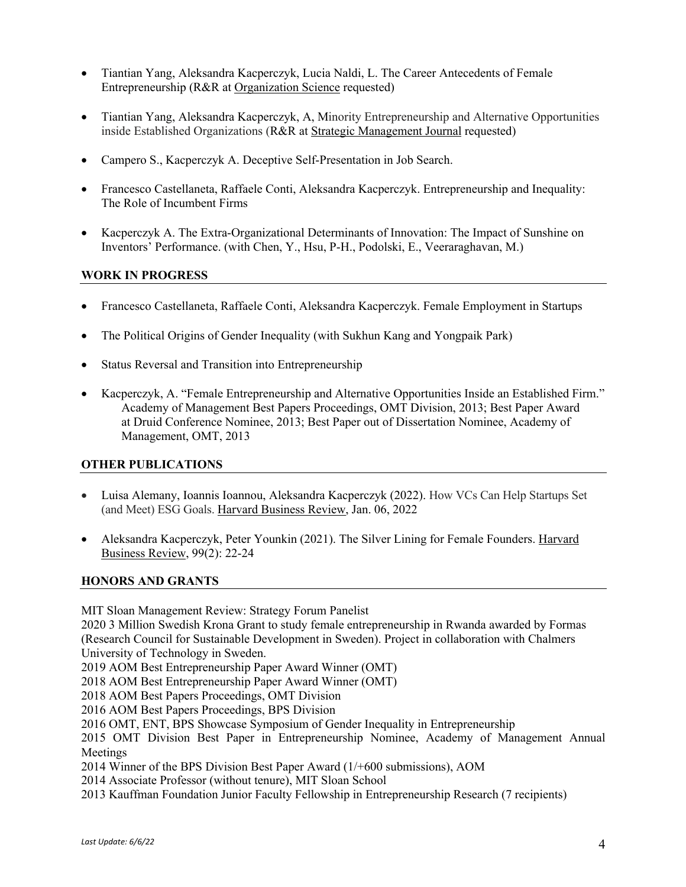- Tiantian Yang, Aleksandra Kacperczyk, Lucia Naldi, L. The Career Antecedents of Female Entrepreneurship (R&R at Organization Science requested)

- Tiantian Yang, Aleksandra Kacperczyk, A, Minority Entrepreneurship and Alternative Opportunities inside Established Organizations (R&R at Strategic Management Journal requested)

- Campero S., Kacperczyk A. Deceptive Self-Presentation in Job Search.

- Francesco Castellaneta, Raffaele Conti, Aleksandra Kacperczyk. Entrepreneurship and Inequality: The Role of Incumbent Firms

- Kacperczyk A. The Extra-Organizational Determinants of Innovation: The Impact of Sunshine on Inventors' Performance. (with Chen, Y., Hsu, P-H., Podolski, E., Veeraraghavan, M.)

## WORK IN PROGRESS

- Francesco Castellaneta, Raffaele Conti, Aleksandra Kacperczyk. Female Employment in Startups

- The Political Origins of Gender Inequality (with Sukhun Kang and Yongpaik Park)

- Status Reversal and Transition into Entrepreneurship

- Kacperczyk, A. "Female Entrepreneurship and Alternative Opportunities Inside an Established Firm." Academy of Management Best Papers Proceedings, OMT Division, 2013; Best Paper Award at Druid Conference Nominee, 2013; Best Paper out of Dissertation Nominee, Academy of Management, OMT, 2013

## OTHER PUBLICATIONS

- Luisa Alemany, Ioannis Ioannou, Aleksandra Kacperczyk (2022). How VCs Can Help Startups Set (and Meet) ESG Goals. Harvard Business Review, Jan. 06, 2022

- Aleksandra Kacperczyk, Peter Younkin (2021). The Silver Lining for Female Founders. Harvard Business Review, 99(2): 22-24

## HONORS AND GRANTS

MIT Sloan Management Review: Strategy Forum Panelist
2020 3 Million Swedish Krona Grant to study female entrepreneurship in Rwanda awarded by Formas (Research Council for Sustainable Development in Sweden). Project in collaboration with Chalmers University of Technology in Sweden.
2019 AOM Best Entrepreneurship Paper Award Winner (OMT)
2018 AOM Best Entrepreneurship Paper Award Winner (OMT)
2018 AOM Best Papers Proceedings, OMT Division
2016 AOM Best Papers Proceedings, BPS Division
2016 OMT, ENT, BPS Showcase Symposium of Gender Inequality in Entrepreneurship
2015 OMT Division Best Paper in Entrepreneurship Nominee, Academy of Management Annual Meetings
2014 Winner of the BPS Division Best Paper Award (1/+600 submissions), AOM
2014 Associate Professor (without tenure), MIT Sloan School
2013 Kauffman Foundation Junior Faculty Fellowship in Entrepreneurship Research (7 recipients)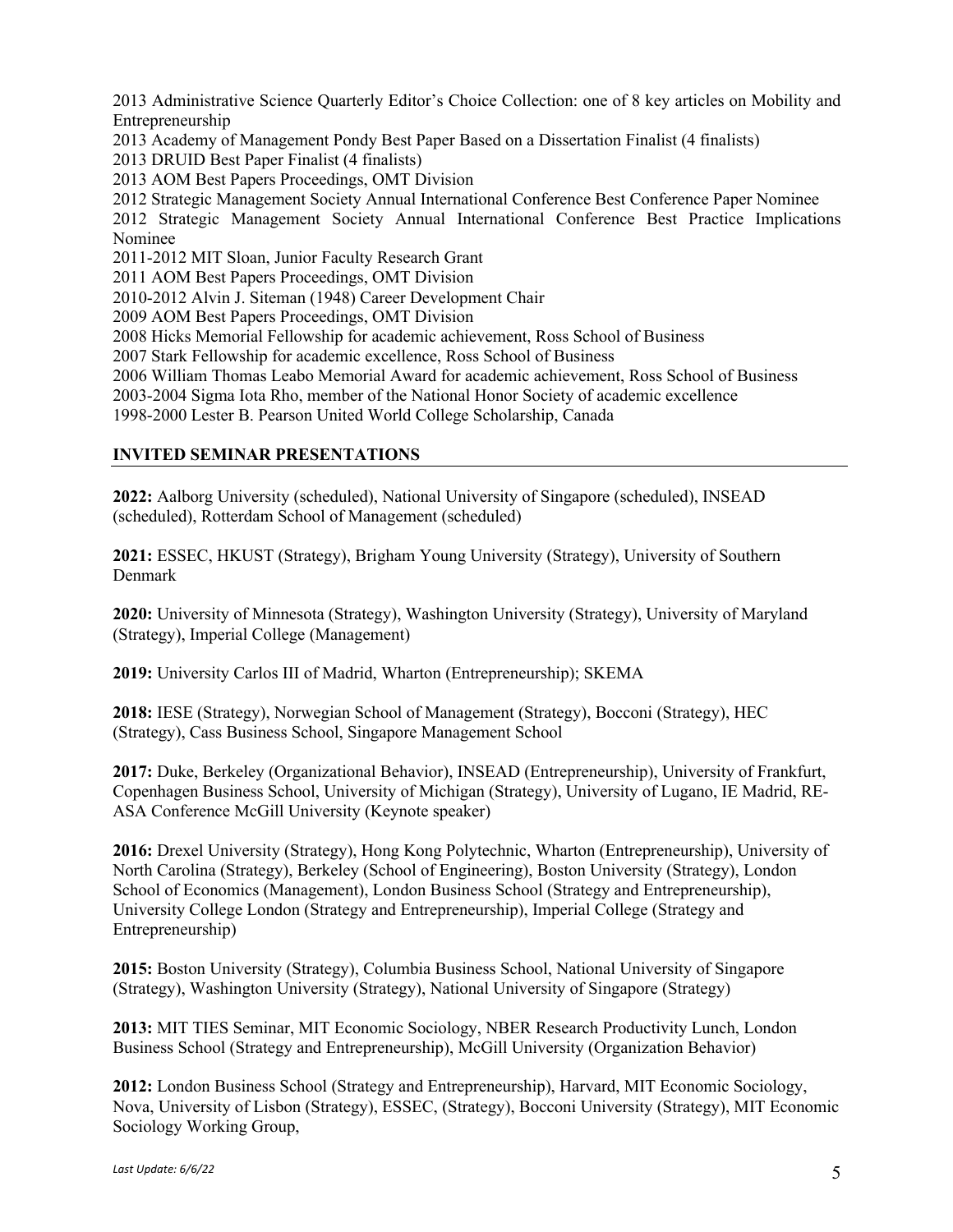2013 Administrative Science Quarterly Editor's Choice Collection: one of 8 key articles on Mobility and Entrepreneurship
2013 Academy of Management Pondy Best Paper Based on a Dissertation Finalist (4 finalists)
2013 DRUID Best Paper Finalist (4 finalists)
2013 AOM Best Papers Proceedings, OMT Division
2012 Strategic Management Society Annual International Conference Best Conference Paper Nominee
2012 Strategic Management Society Annual International Conference Best Practice Implications Nominee
2011-2012 MIT Sloan, Junior Faculty Research Grant
2011 AOM Best Papers Proceedings, OMT Division
2010-2012 Alvin J. Siteman (1948) Career Development Chair
2009 AOM Best Papers Proceedings, OMT Division
2008 Hicks Memorial Fellowship for academic achievement, Ross School of Business
2007 Stark Fellowship for academic excellence, Ross School of Business
2006 William Thomas Leabo Memorial Award for academic achievement, Ross School of Business
2003-2004 Sigma Iota Rho, member of the National Honor Society of academic excellence
1998-2000 Lester B. Pearson United World College Scholarship, Canada

## INVITED SEMINAR PRESENTATIONS

**2022:** Aalborg University (scheduled), National University of Singapore (scheduled), INSEAD (scheduled), Rotterdam School of Management (scheduled)

**2021:** ESSEC, HKUST (Strategy), Brigham Young University (Strategy), University of Southern Denmark

**2020:** University of Minnesota (Strategy), Washington University (Strategy), University of Maryland (Strategy), Imperial College (Management)

**2019:** University Carlos III of Madrid, Wharton (Entrepreneurship); SKEMA

**2018:** IESE (Strategy), Norwegian School of Management (Strategy), Bocconi (Strategy), HEC (Strategy), Cass Business School, Singapore Management School

**2017:** Duke, Berkeley (Organizational Behavior), INSEAD (Entrepreneurship), University of Frankfurt, Copenhagen Business School, University of Michigan (Strategy), University of Lugano, IE Madrid, RE-ASA Conference McGill University (Keynote speaker)

**2016:** Drexel University (Strategy), Hong Kong Polytechnic, Wharton (Entrepreneurship), University of North Carolina (Strategy), Berkeley (School of Engineering), Boston University (Strategy), London School of Economics (Management), London Business School (Strategy and Entrepreneurship), University College London (Strategy and Entrepreneurship), Imperial College (Strategy and Entrepreneurship)

**2015:** Boston University (Strategy), Columbia Business School, National University of Singapore (Strategy), Washington University (Strategy), National University of Singapore (Strategy)

**2013:** MIT TIES Seminar, MIT Economic Sociology, NBER Research Productivity Lunch, London Business School (Strategy and Entrepreneurship), McGill University (Organization Behavior)

**2012:** London Business School (Strategy and Entrepreneurship), Harvard, MIT Economic Sociology, Nova, University of Lisbon (Strategy), ESSEC, (Strategy), Bocconi University (Strategy), MIT Economic Sociology Working Group,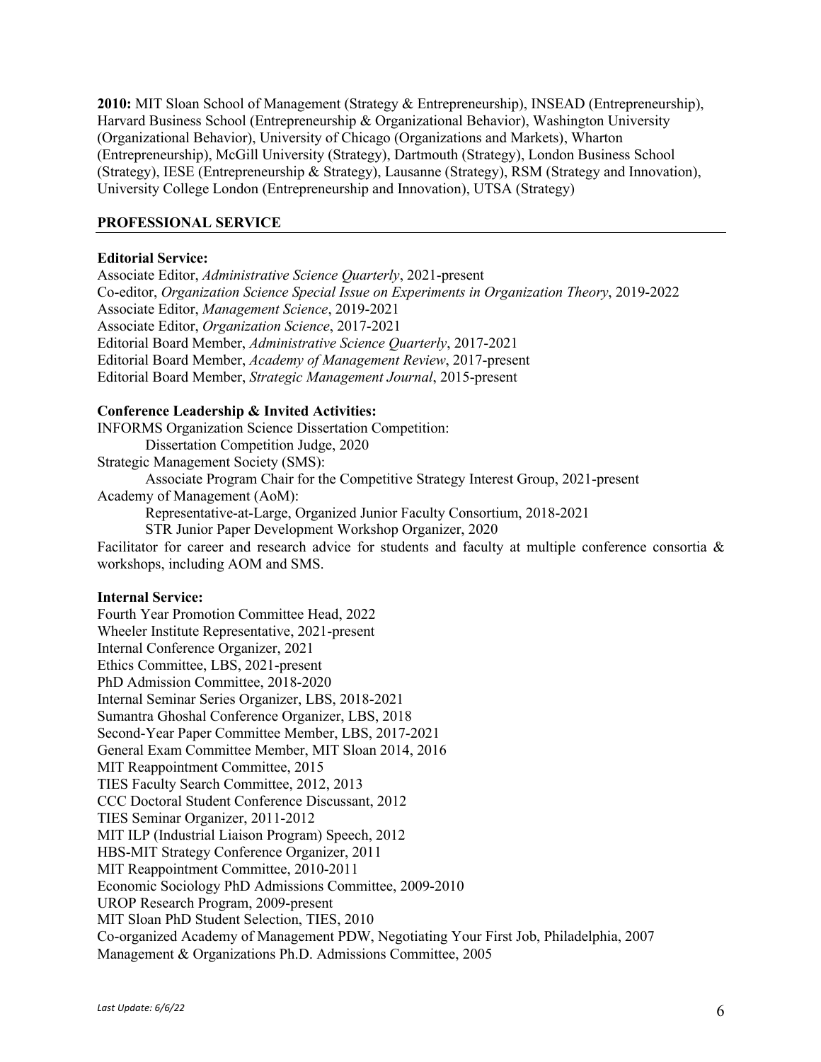**2010:** MIT Sloan School of Management (Strategy & Entrepreneurship), INSEAD (Entrepreneurship), Harvard Business School (Entrepreneurship & Organizational Behavior), Washington University (Organizational Behavior), University of Chicago (Organizations and Markets), Wharton (Entrepreneurship), McGill University (Strategy), Dartmouth (Strategy), London Business School (Strategy), IESE (Entrepreneurship & Strategy), Lausanne (Strategy), RSM (Strategy and Innovation), University College London (Entrepreneurship and Innovation), UTSA (Strategy)

## PROFESSIONAL SERVICE

**Editorial Service:**

Associate Editor, *Administrative Science Quarterly*, 2021-present
Co-editor, *Organization Science Special Issue on Experiments in Organization Theory*, 2019-2022
Associate Editor, *Management Science*, 2019-2021
Associate Editor, *Organization Science*, 2017-2021
Editorial Board Member, *Administrative Science Quarterly*, 2017-2021
Editorial Board Member, *Academy of Management Review*, 2017-present
Editorial Board Member, *Strategic Management Journal*, 2015-present

**Conference Leadership & Invited Activities:**

INFORMS Organization Science Dissertation Competition:
- Dissertation Competition Judge, 2020

Strategic Management Society (SMS):
- Associate Program Chair for the Competitive Strategy Interest Group, 2021-present

Academy of Management (AoM):
- Representative-at-Large, Organized Junior Faculty Consortium, 2018-2021
- STR Junior Paper Development Workshop Organizer, 2020

Facilitator for career and research advice for students and faculty at multiple conference consortia & workshops, including AOM and SMS.

**Internal Service:**

Fourth Year Promotion Committee Head, 2022
Wheeler Institute Representative, 2021-present
Internal Conference Organizer, 2021
Ethics Committee, LBS, 2021-present
PhD Admission Committee, 2018-2020
Internal Seminar Series Organizer, LBS, 2018-2021
Sumantra Ghoshal Conference Organizer, LBS, 2018
Second-Year Paper Committee Member, LBS, 2017-2021
General Exam Committee Member, MIT Sloan 2014, 2016
MIT Reappointment Committee, 2015
TIES Faculty Search Committee, 2012, 2013
CCC Doctoral Student Conference Discussant, 2012
TIES Seminar Organizer, 2011-2012
MIT ILP (Industrial Liaison Program) Speech, 2012
HBS-MIT Strategy Conference Organizer, 2011
MIT Reappointment Committee, 2010-2011
Economic Sociology PhD Admissions Committee, 2009-2010
UROP Research Program, 2009-present
MIT Sloan PhD Student Selection, TIES, 2010
Co-organized Academy of Management PDW, Negotiating Your First Job, Philadelphia, 2007
Management & Organizations Ph.D. Admissions Committee, 2005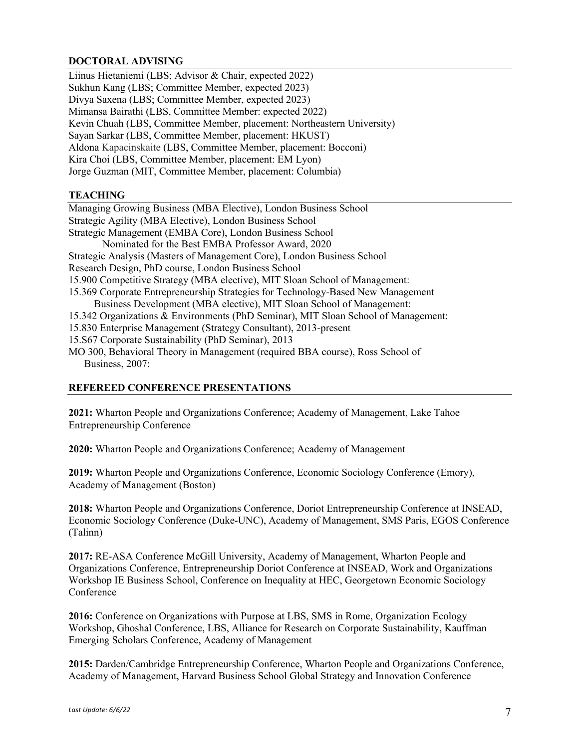## DOCTORAL ADVISING

Liinus Hietaniemi (LBS; Advisor & Chair, expected 2022)
Sukhun Kang (LBS; Committee Member, expected 2023)
Divya Saxena (LBS; Committee Member, expected 2023)
Mimansa Bairathi (LBS, Committee Member: expected 2022)
Kevin Chuah (LBS, Committee Member, placement: Northeastern University)
Sayan Sarkar (LBS, Committee Member, placement: HKUST)
Aldona Kapacinskaite (LBS, Committee Member, placement: Bocconi)
Kira Choi (LBS, Committee Member, placement: EM Lyon)
Jorge Guzman (MIT, Committee Member, placement: Columbia)

## TEACHING

Managing Growing Business (MBA Elective), London Business School
Strategic Agility (MBA Elective), London Business School
Strategic Management (EMBA Core), London Business School
    Nominated for the Best EMBA Professor Award, 2020
Strategic Analysis (Masters of Management Core), London Business School
Research Design, PhD course, London Business School
15.900 Competitive Strategy (MBA elective), MIT Sloan School of Management:
15.369 Corporate Entrepreneurship Strategies for Technology-Based New Management Business Development (MBA elective), MIT Sloan School of Management:
15.342 Organizations & Environments (PhD Seminar), MIT Sloan School of Management:
15.830 Enterprise Management (Strategy Consultant), 2013-present
15.S67 Corporate Sustainability (PhD Seminar), 2013
MO 300, Behavioral Theory in Management (required BBA course), Ross School of Business, 2007:

## REFEREED CONFERENCE PRESENTATIONS

**2021:** Wharton People and Organizations Conference; Academy of Management, Lake Tahoe Entrepreneurship Conference

**2020:** Wharton People and Organizations Conference; Academy of Management

**2019:** Wharton People and Organizations Conference, Economic Sociology Conference (Emory), Academy of Management (Boston)

**2018:** Wharton People and Organizations Conference, Doriot Entrepreneurship Conference at INSEAD, Economic Sociology Conference (Duke-UNC), Academy of Management, SMS Paris, EGOS Conference (Talinn)

**2017:** RE-ASA Conference McGill University, Academy of Management, Wharton People and Organizations Conference, Entrepreneurship Doriot Conference at INSEAD, Work and Organizations Workshop IE Business School, Conference on Inequality at HEC, Georgetown Economic Sociology Conference

**2016:** Conference on Organizations with Purpose at LBS, SMS in Rome, Organization Ecology Workshop, Ghoshal Conference, LBS, Alliance for Research on Corporate Sustainability, Kauffman Emerging Scholars Conference, Academy of Management

**2015:** Darden/Cambridge Entrepreneurship Conference, Wharton People and Organizations Conference, Academy of Management, Harvard Business School Global Strategy and Innovation Conference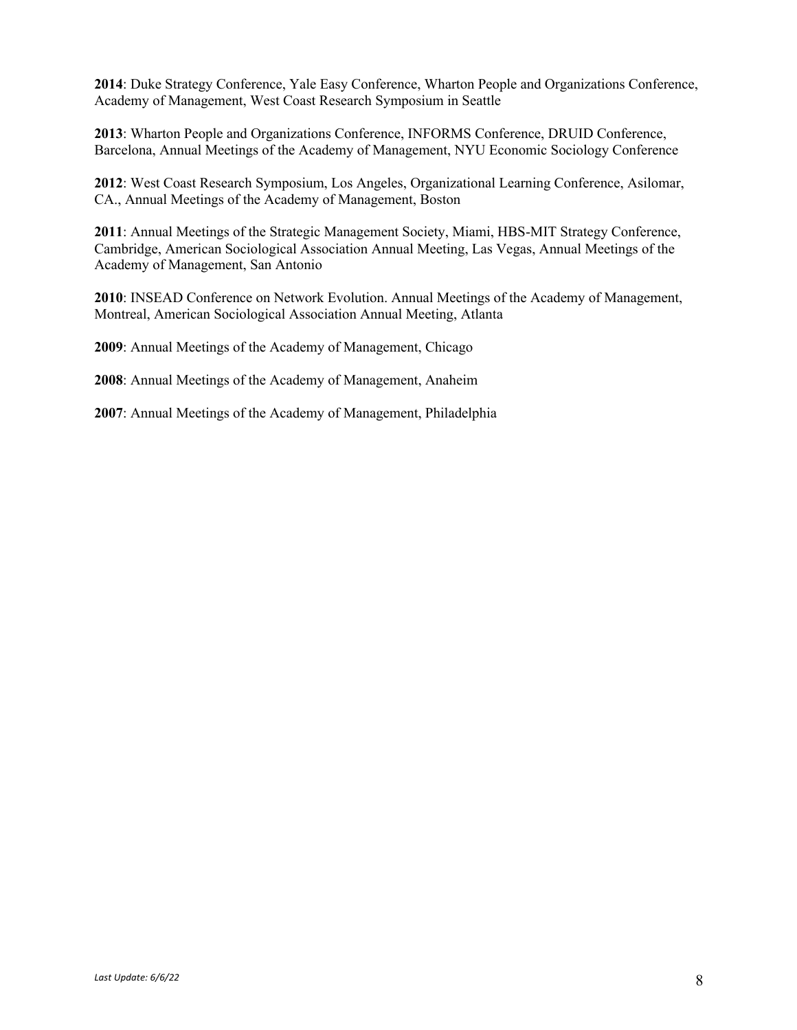**2014**: Duke Strategy Conference, Yale Easy Conference, Wharton People and Organizations Conference, Academy of Management, West Coast Research Symposium in Seattle

**2013**: Wharton People and Organizations Conference, INFORMS Conference, DRUID Conference, Barcelona, Annual Meetings of the Academy of Management, NYU Economic Sociology Conference

**2012**: West Coast Research Symposium, Los Angeles, Organizational Learning Conference, Asilomar, CA., Annual Meetings of the Academy of Management, Boston

**2011**: Annual Meetings of the Strategic Management Society, Miami, HBS-MIT Strategy Conference, Cambridge, American Sociological Association Annual Meeting, Las Vegas, Annual Meetings of the Academy of Management, San Antonio

**2010**: INSEAD Conference on Network Evolution. Annual Meetings of the Academy of Management, Montreal, American Sociological Association Annual Meeting, Atlanta

**2009**: Annual Meetings of the Academy of Management, Chicago

**2008**: Annual Meetings of the Academy of Management, Anaheim

**2007**: Annual Meetings of the Academy of Management, Philadelphia